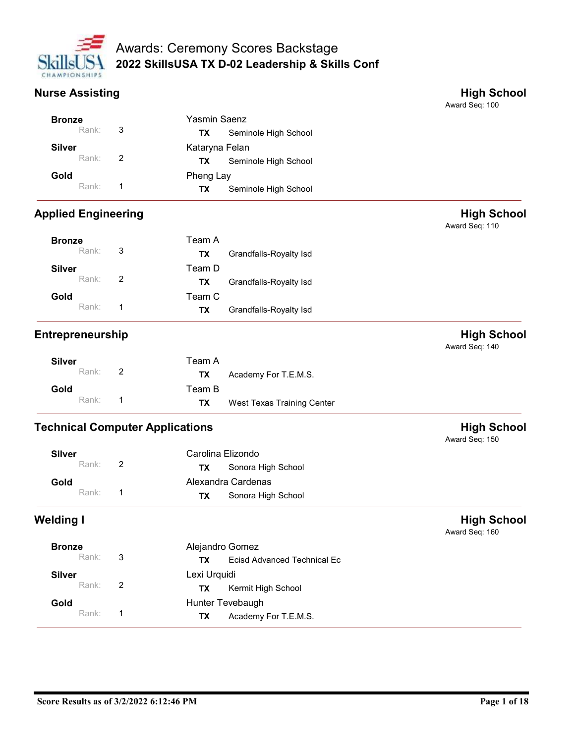# Awards: Ceremony Scores Backstage

## 2022 SkillsUSA TX D-02 Leadership & Skills Conf

### Nurse Assisting

**High School**
Award Seq: 100

| Award | Rank | Name | State | School |
| --- | --- | --- | --- | --- |
| **Bronze** | 3 | Yasmin Saenz | **TX** | Seminole High School |
| **Silver** | 2 | Kataryna Felan | **TX** | Seminole High School |
| **Gold** | 1 | Pheng Lay | **TX** | Seminole High School |

### Applied Engineering

**High School**
Award Seq: 110

| Award | Rank | Name | State | School |
| --- | --- | --- | --- | --- |
| **Bronze** | 3 | Team A | **TX** | Grandfalls-Royalty Isd |
| **Silver** | 2 | Team D | **TX** | Grandfalls-Royalty Isd |
| **Gold** | 1 | Team C | **TX** | Grandfalls-Royalty Isd |

### Entrepreneurship

**High School**
Award Seq: 140

| Award | Rank | Name | State | School |
| --- | --- | --- | --- | --- |
| **Silver** | 2 | Team A | **TX** | Academy For T.E.M.S. |
| **Gold** | 1 | Team B | **TX** | West Texas Training Center |

### Technical Computer Applications

**High School**
Award Seq: 150

| Award | Rank | Name | State | School |
| --- | --- | --- | --- | --- |
| **Silver** | 2 | Carolina Elizondo | **TX** | Sonora High School |
| **Gold** | 1 | Alexandra Cardenas | **TX** | Sonora High School |

### Welding I

**High School**
Award Seq: 160

| Award | Rank | Name | State | School |
| --- | --- | --- | --- | --- |
| **Bronze** | 3 | Alejandro Gomez | **TX** | Ecisd Advanced Technical Ec |
| **Silver** | 2 | Lexi Urquidi | **TX** | Kermit High School |
| **Gold** | 1 | Hunter Tevebaugh | **TX** | Academy For T.E.M.S. |

Score Results as of 3/2/2022 6:12:46 PM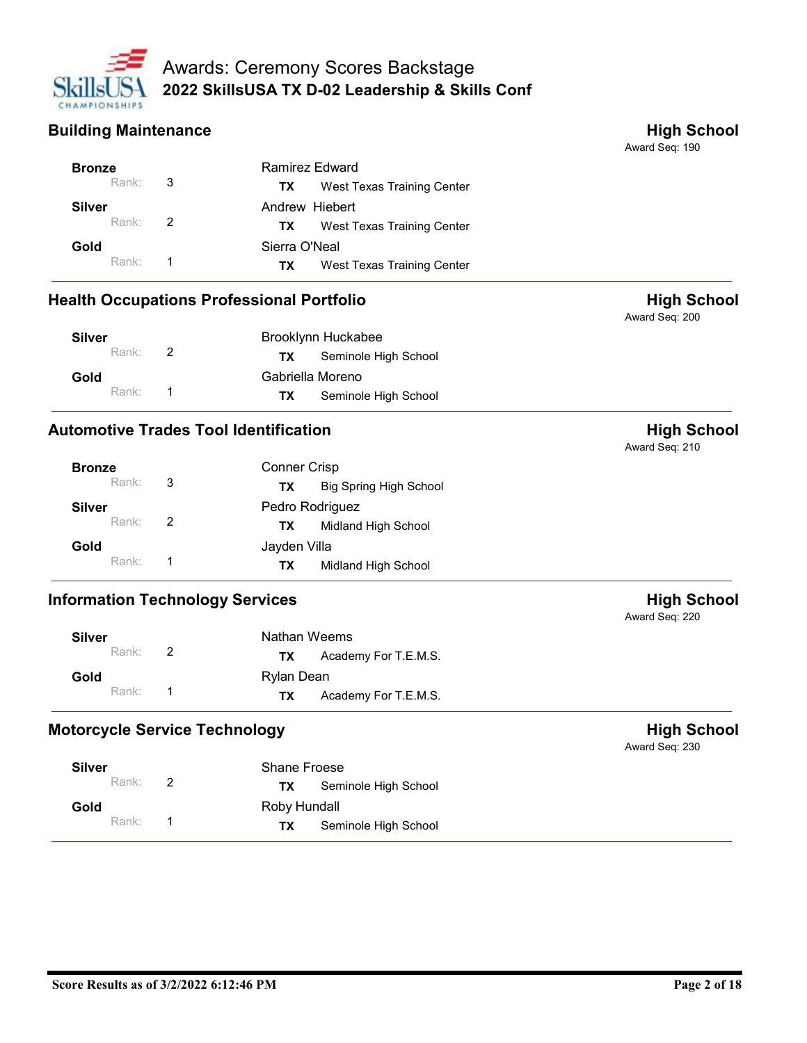# Awards: Ceremony Scores Backstage
## 2022 SkillsUSA TX D-02 Leadership & Skills Conf

### Building Maintenance

**High School**
Award Seq: 190

| Award | Rank | Name | State | School |
|---|---|---|---|---|
| **Bronze** | 3 | Ramirez Edward | TX | West Texas Training Center |
| **Silver** | 2 | Andrew Hiebert | TX | West Texas Training Center |
| **Gold** | 1 | Sierra O'Neal | TX | West Texas Training Center |

### Health Occupations Professional Portfolio

**High School**
Award Seq: 200

| Award | Rank | Name | State | School |
|---|---|---|---|---|
| **Silver** | 2 | Brooklynn Huckabee | TX | Seminole High School |
| **Gold** | 1 | Gabriella Moreno | TX | Seminole High School |

### Automotive Trades Tool Identification

**High School**
Award Seq: 210

| Award | Rank | Name | State | School |
|---|---|---|---|---|
| **Bronze** | 3 | Conner Crisp | TX | Big Spring High School |
| **Silver** | 2 | Pedro Rodriguez | TX | Midland High School |
| **Gold** | 1 | Jayden Villa | TX | Midland High School |

### Information Technology Services

**High School**
Award Seq: 220

| Award | Rank | Name | State | School |
|---|---|---|---|---|
| **Silver** | 2 | Nathan Weems | TX | Academy For T.E.M.S. |
| **Gold** | 1 | Rylan Dean | TX | Academy For T.E.M.S. |

### Motorcycle Service Technology

**High School**
Award Seq: 230

| Award | Rank | Name | State | School |
|---|---|---|---|---|
| **Silver** | 2 | Shane Froese | TX | Seminole High School |
| **Gold** | 1 | Roby Hundall | TX | Seminole High School |

Score Results as of 3/2/2022 6:12:46 PM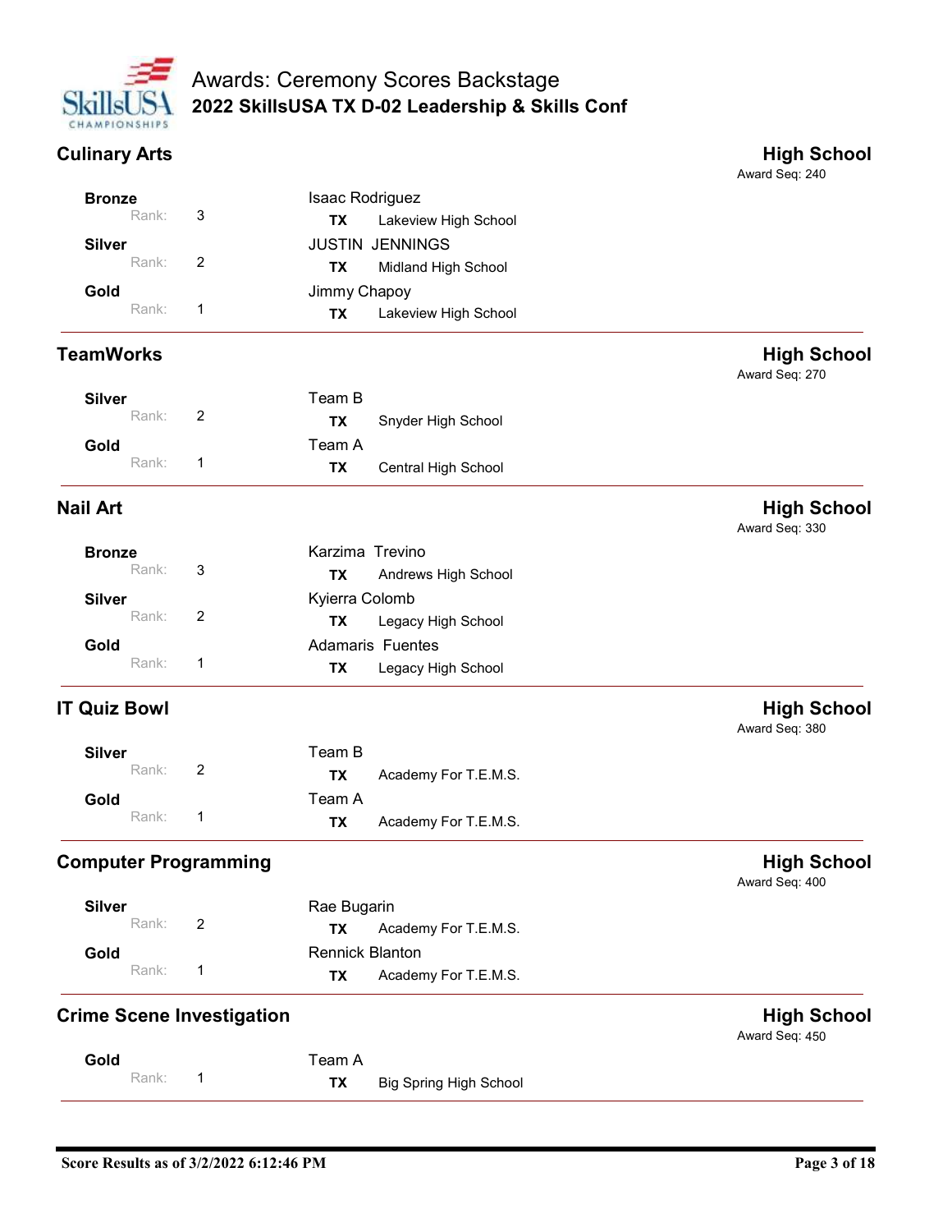# Awards: Ceremony Scores Backstage

## 2022 SkillsUSA TX D-02 Leadership & Skills Conf

### Culinary Arts — High School

Award Seq: 240

| Award | Rank | Name | State | School |
|---|---|---|---|---|
| Bronze | 3 | Isaac Rodriguez | TX | Lakeview High School |
| Silver | 2 | JUSTIN JENNINGS | TX | Midland High School |
| Gold | 1 | Jimmy Chapoy | TX | Lakeview High School |

### TeamWorks — High School

Award Seq: 270

| Award | Rank | Name | State | School |
|---|---|---|---|---|
| Silver | 2 | Team B | TX | Snyder High School |
| Gold | 1 | Team A | TX | Central High School |

### Nail Art — High School

Award Seq: 330

| Award | Rank | Name | State | School |
|---|---|---|---|---|
| Bronze | 3 | Karzima Trevino | TX | Andrews High School |
| Silver | 2 | Kyierra Colomb | TX | Legacy High School |
| Gold | 1 | Adamaris Fuentes | TX | Legacy High School |

### IT Quiz Bowl — High School

Award Seq: 380

| Award | Rank | Name | State | School |
|---|---|---|---|---|
| Silver | 2 | Team B | TX | Academy For T.E.M.S. |
| Gold | 1 | Team A | TX | Academy For T.E.M.S. |

### Computer Programming — High School

Award Seq: 400

| Award | Rank | Name | State | School |
|---|---|---|---|---|
| Silver | 2 | Rae Bugarin | TX | Academy For T.E.M.S. |
| Gold | 1 | Rennick Blanton | TX | Academy For T.E.M.S. |

### Crime Scene Investigation — High School

Award Seq: 450

| Award | Rank | Name | State | School |
|---|---|---|---|---|
| Gold | 1 | Team A | TX | Big Spring High School |

Score Results as of 3/2/2022 6:12:46 PM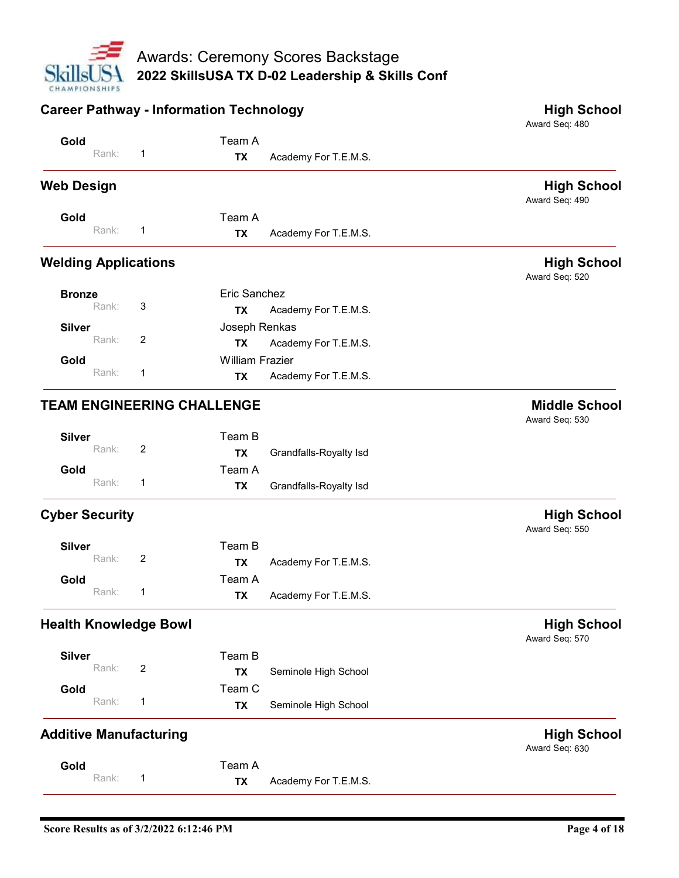## Career Pathway - Information Technology

**High School**
Award Seq: 480

| Award | Rank | Name | State | School |
|---|---|---|---|---|
| Gold | 1 | Team A | TX | Academy For T.E.M.S. |

## Web Design

**High School**
Award Seq: 490

| Award | Rank | Name | State | School |
|---|---|---|---|---|
| Gold | 1 | Team A | TX | Academy For T.E.M.S. |

## Welding Applications

**High School**
Award Seq: 520

| Award | Rank | Name | State | School |
|---|---|---|---|---|
| Bronze | 3 | Eric Sanchez | TX | Academy For T.E.M.S. |
| Silver | 2 | Joseph Renkas | TX | Academy For T.E.M.S. |
| Gold | 1 | William Frazier | TX | Academy For T.E.M.S. |

## TEAM ENGINEERING CHALLENGE

**Middle School**
Award Seq: 530

| Award | Rank | Name | State | School |
|---|---|---|---|---|
| Silver | 2 | Team B | TX | Grandfalls-Royalty Isd |
| Gold | 1 | Team A | TX | Grandfalls-Royalty Isd |

## Cyber Security

**High School**
Award Seq: 550

| Award | Rank | Name | State | School |
|---|---|---|---|---|
| Silver | 2 | Team B | TX | Academy For T.E.M.S. |
| Gold | 1 | Team A | TX | Academy For T.E.M.S. |

## Health Knowledge Bowl

**High School**
Award Seq: 570

| Award | Rank | Name | State | School |
|---|---|---|---|---|
| Silver | 2 | Team B | TX | Seminole High School |
| Gold | 1 | Team C | TX | Seminole High School |

## Additive Manufacturing

**High School**
Award Seq: 630

| Award | Rank | Name | State | School |
|---|---|---|---|---|
| Gold | 1 | Team A | TX | Academy For T.E.M.S. |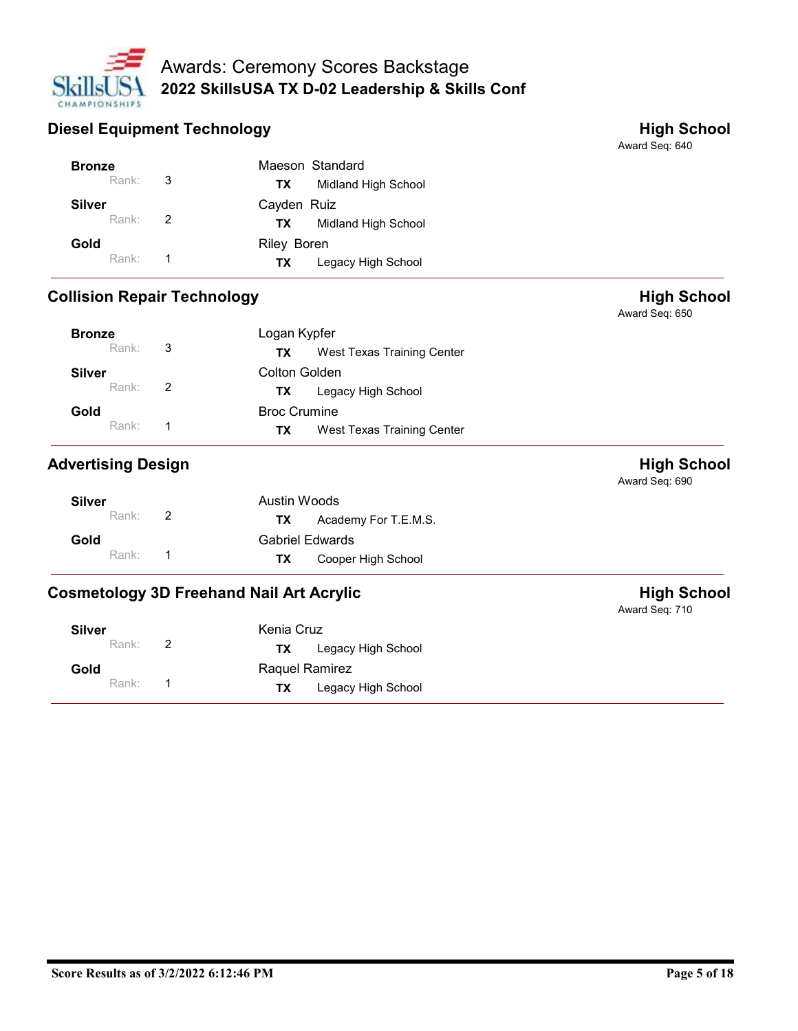## Diesel Equipment Technology

**High School**
Award Seq: 640

| Award | Rank | Name | State | School |
|---|---|---|---|---|
| **Bronze** | 3 | Maeson Standard | TX | Midland High School |
| **Silver** | 2 | Cayden Ruiz | TX | Midland High School |
| **Gold** | 1 | Riley Boren | TX | Legacy High School |

## Collision Repair Technology

**High School**
Award Seq: 650

| Award | Rank | Name | State | School |
|---|---|---|---|---|
| **Bronze** | 3 | Logan Kypfer | TX | West Texas Training Center |
| **Silver** | 2 | Colton Golden | TX | Legacy High School |
| **Gold** | 1 | Broc Crumine | TX | West Texas Training Center |

## Advertising Design

**High School**
Award Seq: 690

| Award | Rank | Name | State | School |
|---|---|---|---|---|
| **Silver** | 2 | Austin Woods | TX | Academy For T.E.M.S. |
| **Gold** | 1 | Gabriel Edwards | TX | Cooper High School |

## Cosmetology 3D Freehand Nail Art Acrylic

**High School**
Award Seq: 710

| Award | Rank | Name | State | School |
|---|---|---|---|---|
| **Silver** | 2 | Kenia Cruz | TX | Legacy High School |
| **Gold** | 1 | Raquel Ramirez | TX | Legacy High School |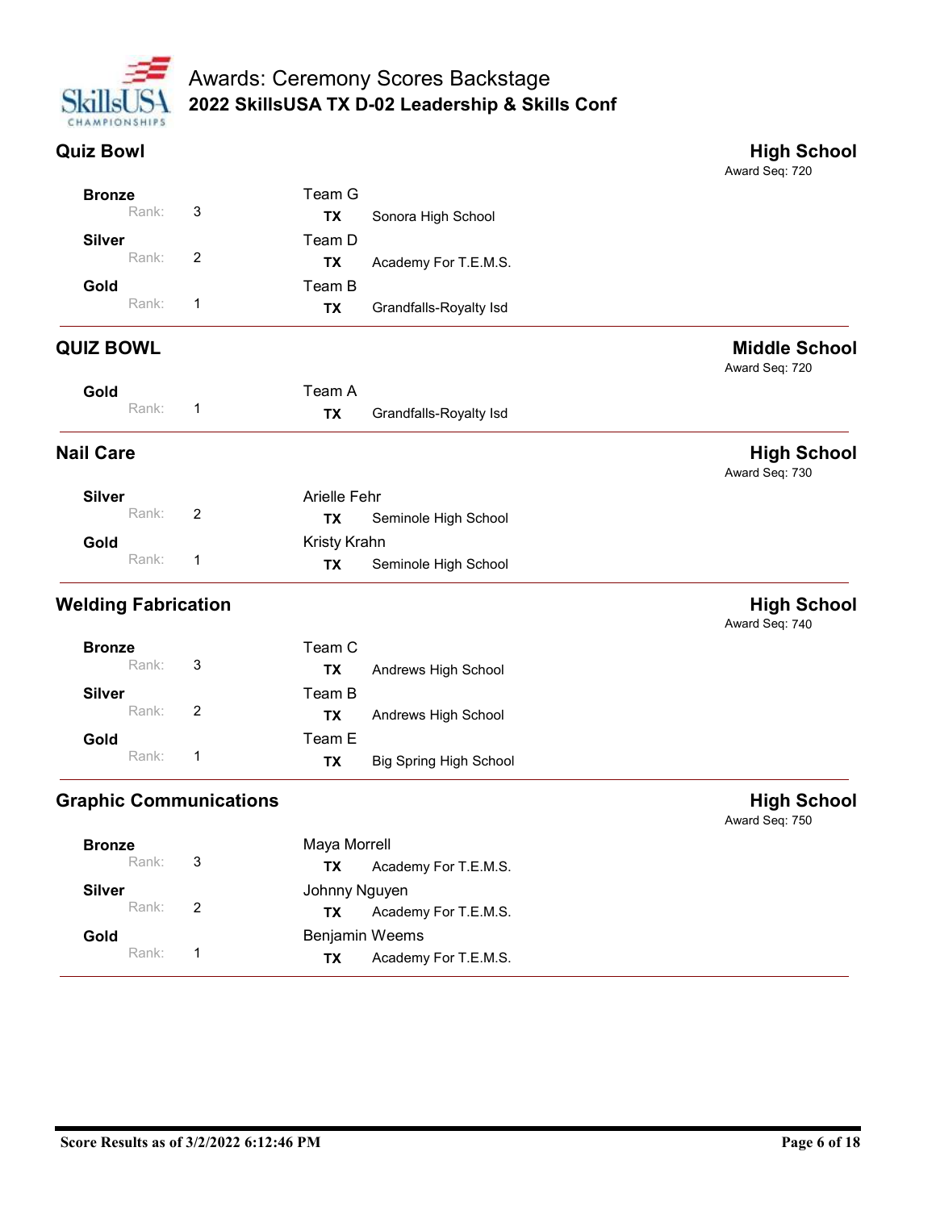# Awards: Ceremony Scores Backstage

## 2022 SkillsUSA TX D-02 Leadership & Skills Conf

### Quiz Bowl — High School

Award Seq: 720

| Award | Rank | Name | State | School |
|---|---|---|---|---|
| Bronze | 3 | Team G | TX | Sonora High School |
| Silver | 2 | Team D | TX | Academy For T.E.M.S. |
| Gold | 1 | Team B | TX | Grandfalls-Royalty Isd |

### QUIZ BOWL — Middle School

Award Seq: 720

| Award | Rank | Name | State | School |
|---|---|---|---|---|
| Gold | 1 | Team A | TX | Grandfalls-Royalty Isd |

### Nail Care — High School

Award Seq: 730

| Award | Rank | Name | State | School |
|---|---|---|---|---|
| Silver | 2 | Arielle Fehr | TX | Seminole High School |
| Gold | 1 | Kristy Krahn | TX | Seminole High School |

### Welding Fabrication — High School

Award Seq: 740

| Award | Rank | Name | State | School |
|---|---|---|---|---|
| Bronze | 3 | Team C | TX | Andrews High School |
| Silver | 2 | Team B | TX | Andrews High School |
| Gold | 1 | Team E | TX | Big Spring High School |

### Graphic Communications — High School

Award Seq: 750

| Award | Rank | Name | State | School |
|---|---|---|---|---|
| Bronze | 3 | Maya Morrell | TX | Academy For T.E.M.S. |
| Silver | 2 | Johnny Nguyen | TX | Academy For T.E.M.S. |
| Gold | 1 | Benjamin Weems | TX | Academy For T.E.M.S. |

Score Results as of 3/2/2022 6:12:46 PM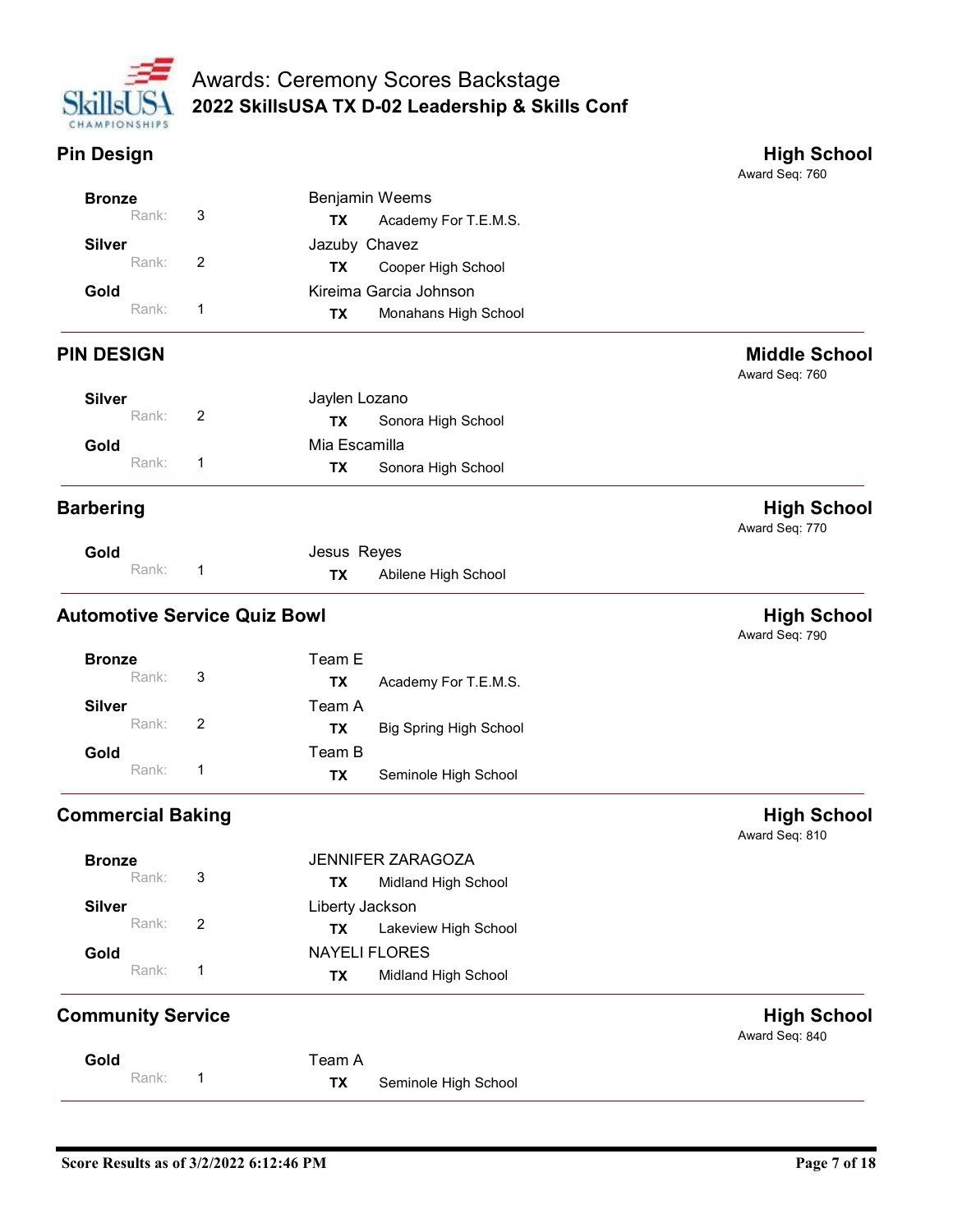# Awards: Ceremony Scores Backstage

## 2022 SkillsUSA TX D-02 Leadership & Skills Conf

### Pin Design — High School

Award Seq: 760

| Award | Rank | Name | State | School |
|---|---|---|---|---|
| Bronze | 3 | Benjamin Weems | TX | Academy For T.E.M.S. |
| Silver | 2 | Jazuby Chavez | TX | Cooper High School |
| Gold | 1 | Kireima Garcia Johnson | TX | Monahans High School |

### PIN DESIGN — Middle School

Award Seq: 760

| Award | Rank | Name | State | School |
|---|---|---|---|---|
| Silver | 2 | Jaylen Lozano | TX | Sonora High School |
| Gold | 1 | Mia Escamilla | TX | Sonora High School |

### Barbering — High School

Award Seq: 770

| Award | Rank | Name | State | School |
|---|---|---|---|---|
| Gold | 1 | Jesus Reyes | TX | Abilene High School |

### Automotive Service Quiz Bowl — High School

Award Seq: 790

| Award | Rank | Name | State | School |
|---|---|---|---|---|
| Bronze | 3 | Team E | TX | Academy For T.E.M.S. |
| Silver | 2 | Team A | TX | Big Spring High School |
| Gold | 1 | Team B | TX | Seminole High School |

### Commercial Baking — High School

Award Seq: 810

| Award | Rank | Name | State | School |
|---|---|---|---|---|
| Bronze | 3 | JENNIFER ZARAGOZA | TX | Midland High School |
| Silver | 2 | Liberty Jackson | TX | Lakeview High School |
| Gold | 1 | NAYELI FLORES | TX | Midland High School |

### Community Service — High School

Award Seq: 840

| Award | Rank | Name | State | School |
|---|---|---|---|---|
| Gold | 1 | Team A | TX | Seminole High School |

Score Results as of 3/2/2022 6:12:46 PM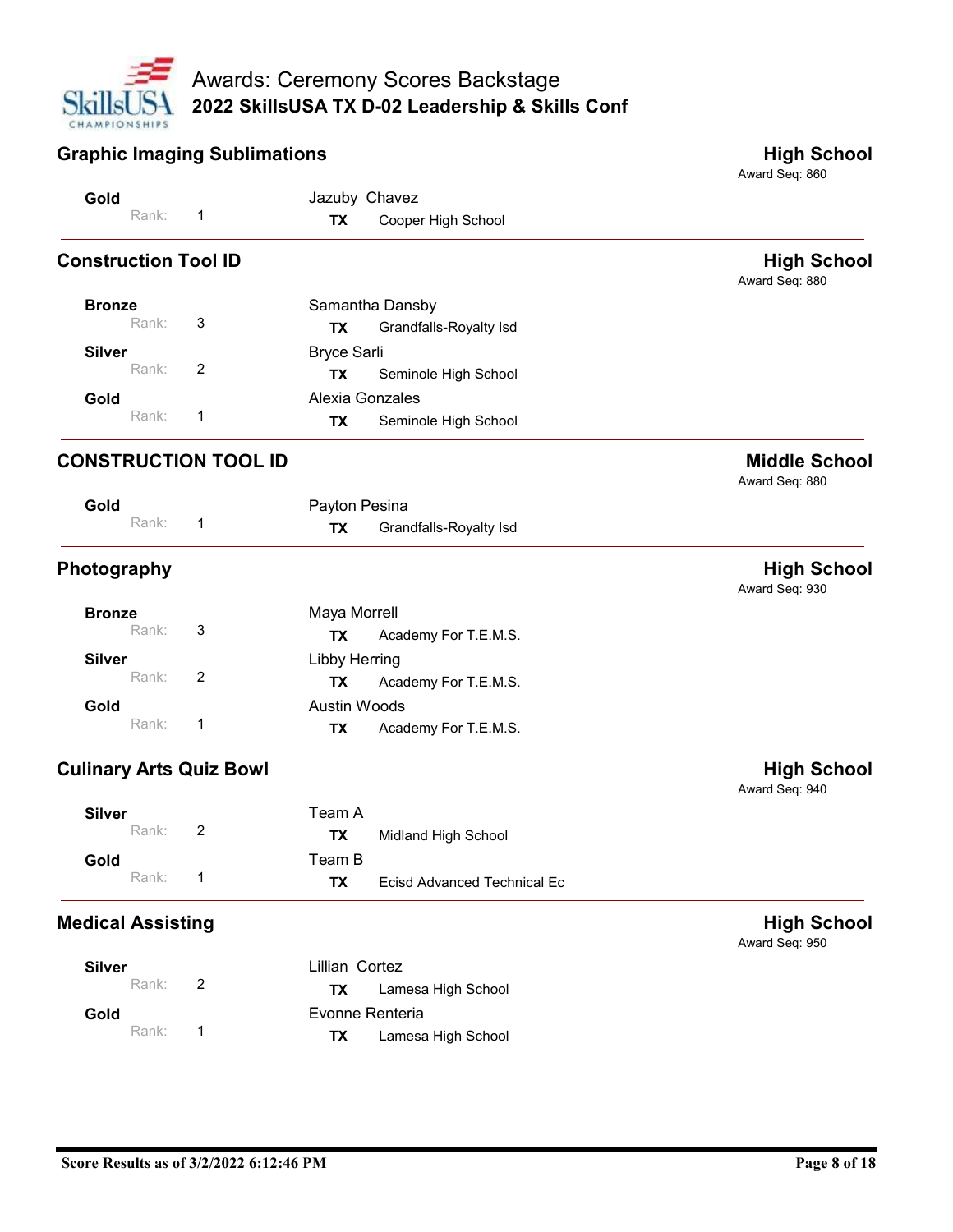# Awards: Ceremony Scores Backstage

## 2022 SkillsUSA TX D-02 Leadership & Skills Conf

### Graphic Imaging Sublimations — High School

Award Seq: 860

| Award | Rank | Name | State | School |
|---|---|---|---|---|
| Gold | 1 | Jazuby Chavez | TX | Cooper High School |

### Construction Tool ID — High School

Award Seq: 880

| Award | Rank | Name | State | School |
|---|---|---|---|---|
| Bronze | 3 | Samantha Dansby | TX | Grandfalls-Royalty Isd |
| Silver | 2 | Bryce Sarli | TX | Seminole High School |
| Gold | 1 | Alexia Gonzales | TX | Seminole High School |

### CONSTRUCTION TOOL ID — Middle School

Award Seq: 880

| Award | Rank | Name | State | School |
|---|---|---|---|---|
| Gold | 1 | Payton Pesina | TX | Grandfalls-Royalty Isd |

### Photography — High School

Award Seq: 930

| Award | Rank | Name | State | School |
|---|---|---|---|---|
| Bronze | 3 | Maya Morrell | TX | Academy For T.E.M.S. |
| Silver | 2 | Libby Herring | TX | Academy For T.E.M.S. |
| Gold | 1 | Austin Woods | TX | Academy For T.E.M.S. |

### Culinary Arts Quiz Bowl — High School

Award Seq: 940

| Award | Rank | Name | State | School |
|---|---|---|---|---|
| Silver | 2 | Team A | TX | Midland High School |
| Gold | 1 | Team B | TX | Ecisd Advanced Technical Ec |

### Medical Assisting — High School

Award Seq: 950

| Award | Rank | Name | State | School |
|---|---|---|---|---|
| Silver | 2 | Lillian Cortez | TX | Lamesa High School |
| Gold | 1 | Evonne Renteria | TX | Lamesa High School |

Score Results as of 3/2/2022 6:12:46 PM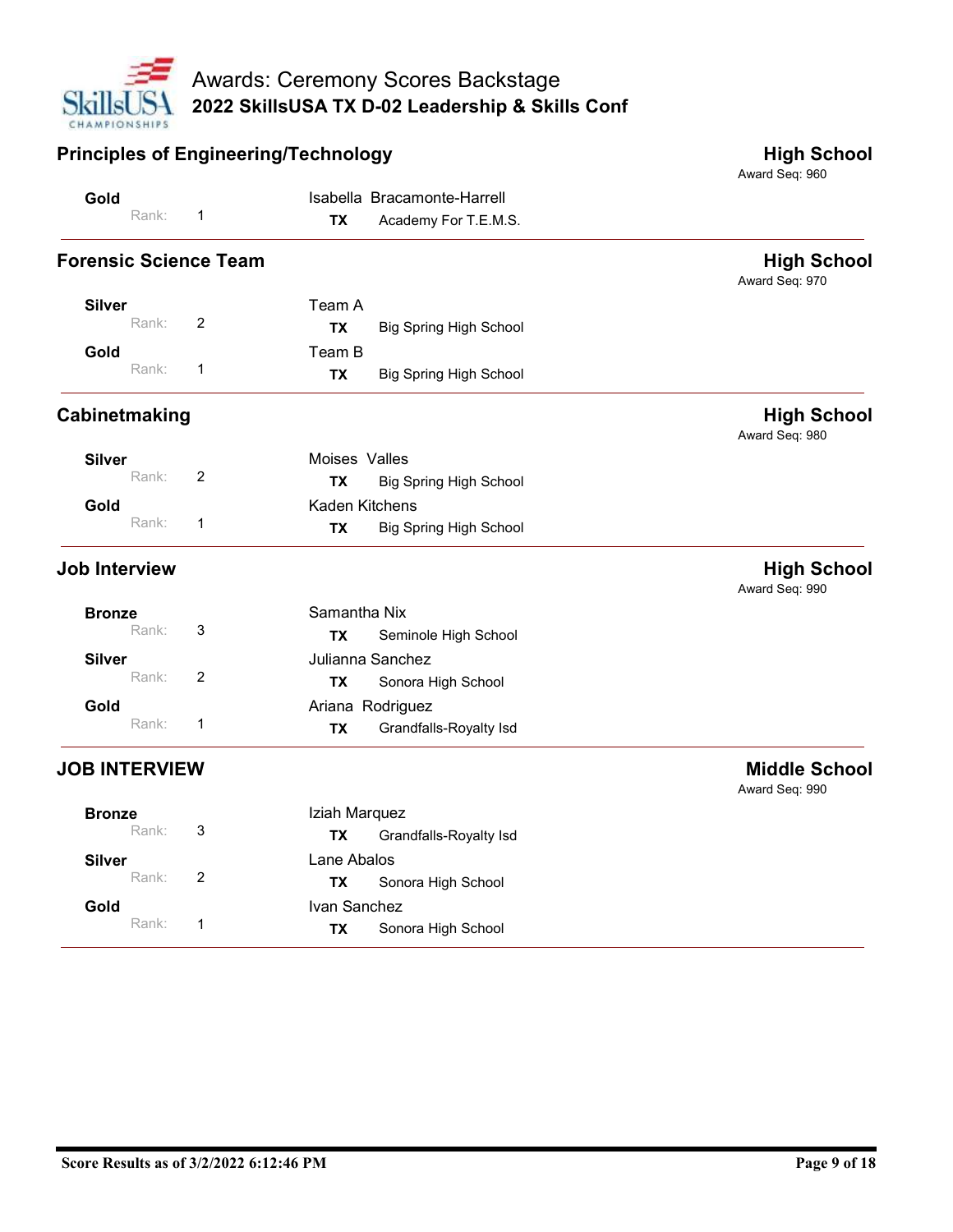## Principles of Engineering/Technology

**High School**
Award Seq: 960

| Award | Rank | Name | State | School |
| --- | --- | --- | --- | --- |
| Gold | 1 | Isabella Bracamonte-Harrell | TX | Academy For T.E.M.S. |

## Forensic Science Team

**High School**
Award Seq: 970

| Award | Rank | Name | State | School |
| --- | --- | --- | --- | --- |
| Silver | 2 | Team A | TX | Big Spring High School |
| Gold | 1 | Team B | TX | Big Spring High School |

## Cabinetmaking

**High School**
Award Seq: 980

| Award | Rank | Name | State | School |
| --- | --- | --- | --- | --- |
| Silver | 2 | Moises Valles | TX | Big Spring High School |
| Gold | 1 | Kaden Kitchens | TX | Big Spring High School |

## Job Interview

**High School**
Award Seq: 990

| Award | Rank | Name | State | School |
| --- | --- | --- | --- | --- |
| Bronze | 3 | Samantha Nix | TX | Seminole High School |
| Silver | 2 | Julianna Sanchez | TX | Sonora High School |
| Gold | 1 | Ariana Rodriguez | TX | Grandfalls-Royalty Isd |

## JOB INTERVIEW

**Middle School**
Award Seq: 990

| Award | Rank | Name | State | School |
| --- | --- | --- | --- | --- |
| Bronze | 3 | Iziah Marquez | TX | Grandfalls-Royalty Isd |
| Silver | 2 | Lane Abalos | TX | Sonora High School |
| Gold | 1 | Ivan Sanchez | TX | Sonora High School |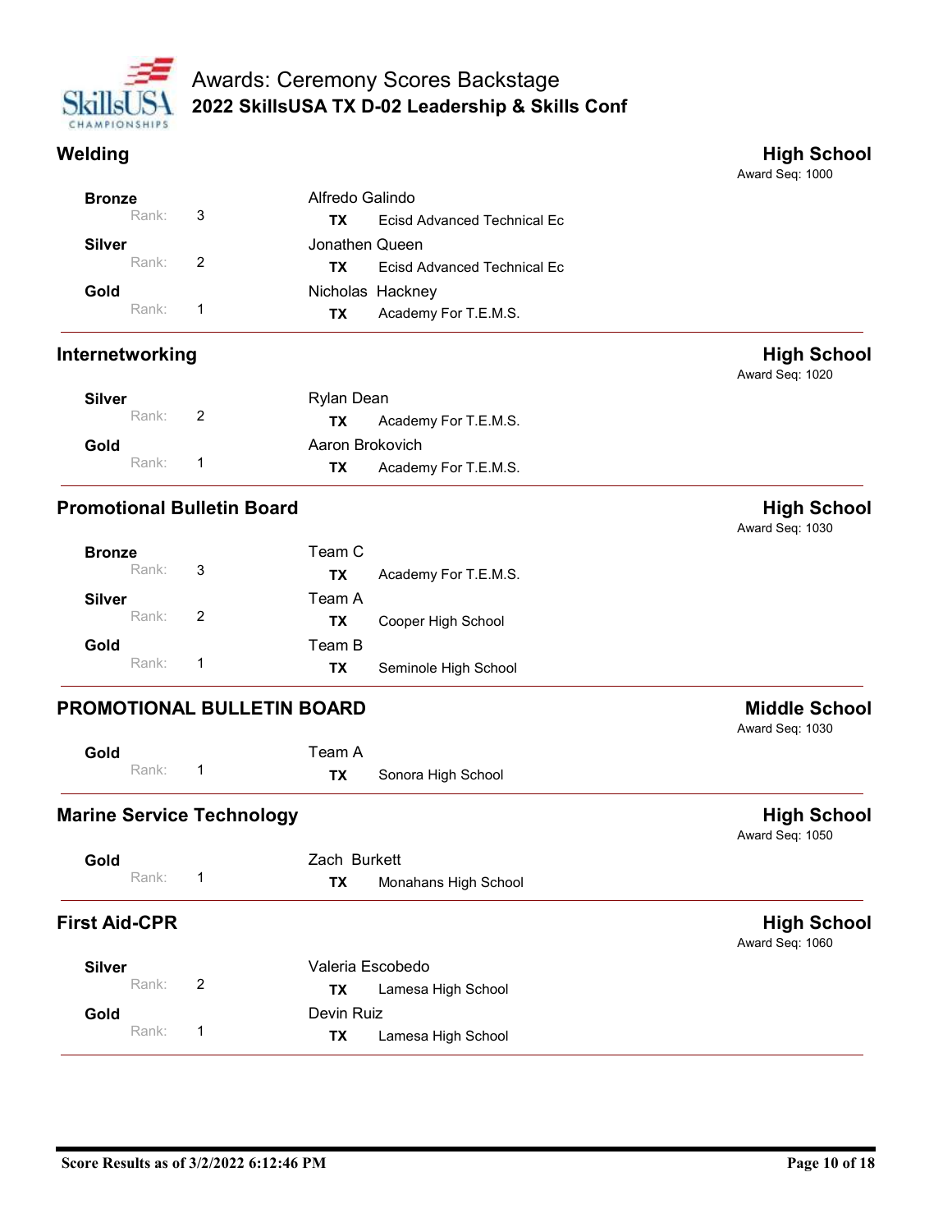# Awards: Ceremony Scores Backstage

## 2022 SkillsUSA TX D-02 Leadership & Skills Conf

### Welding

**High School**
Award Seq: 1000

| Award | Rank | Name | State | School |
|---|---|---|---|---|
| **Bronze** | 3 | Alfredo Galindo | **TX** | Ecisd Advanced Technical Ec |
| **Silver** | 2 | Jonathen Queen | **TX** | Ecisd Advanced Technical Ec |
| **Gold** | 1 | Nicholas Hackney | **TX** | Academy For T.E.M.S. |

### Internetworking

**High School**
Award Seq: 1020

| Award | Rank | Name | State | School |
|---|---|---|---|---|
| **Silver** | 2 | Rylan Dean | **TX** | Academy For T.E.M.S. |
| **Gold** | 1 | Aaron Brokovich | **TX** | Academy For T.E.M.S. |

### Promotional Bulletin Board

**High School**
Award Seq: 1030

| Award | Rank | Name | State | School |
|---|---|---|---|---|
| **Bronze** | 3 | Team C | **TX** | Academy For T.E.M.S. |
| **Silver** | 2 | Team A | **TX** | Cooper High School |
| **Gold** | 1 | Team B | **TX** | Seminole High School |

### PROMOTIONAL BULLETIN BOARD

**Middle School**
Award Seq: 1030

| Award | Rank | Name | State | School |
|---|---|---|---|---|
| **Gold** | 1 | Team A | **TX** | Sonora High School |

### Marine Service Technology

**High School**
Award Seq: 1050

| Award | Rank | Name | State | School |
|---|---|---|---|---|
| **Gold** | 1 | Zach Burkett | **TX** | Monahans High School |

### First Aid-CPR

**High School**
Award Seq: 1060

| Award | Rank | Name | State | School |
|---|---|---|---|---|
| **Silver** | 2 | Valeria Escobedo | **TX** | Lamesa High School |
| **Gold** | 1 | Devin Ruiz | **TX** | Lamesa High School |

Score Results as of 3/2/2022 6:12:46 PM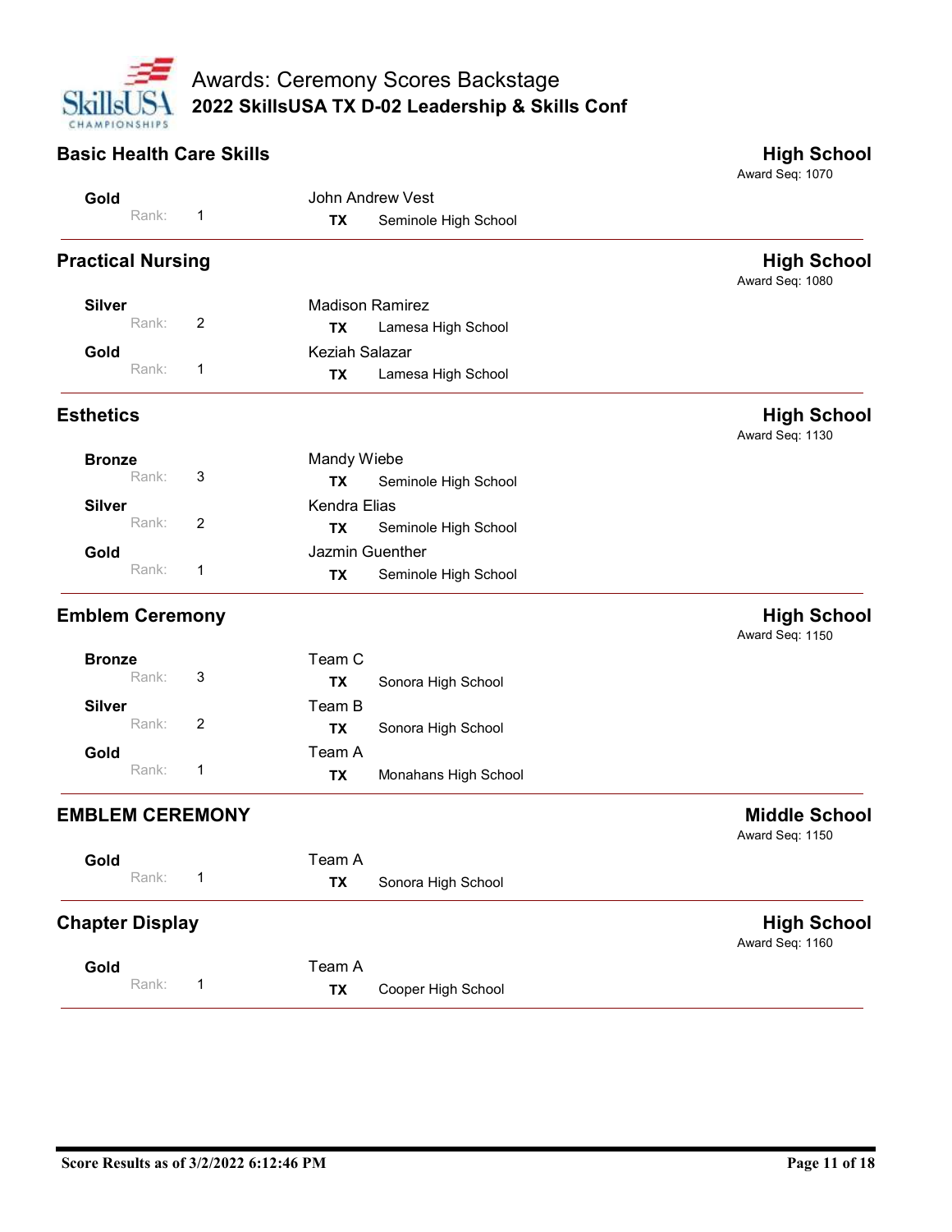# Awards: Ceremony Scores Backstage
## 2022 SkillsUSA TX D-02 Leadership & Skills Conf

### Basic Health Care Skills — High School
Award Seq: 1070

| Award | Rank | Name | State | School |
|---|---|---|---|---|
| Gold | 1 | John Andrew Vest | TX | Seminole High School |

### Practical Nursing — High School
Award Seq: 1080

| Award | Rank | Name | State | School |
|---|---|---|---|---|
| Silver | 2 | Madison Ramirez | TX | Lamesa High School |
| Gold | 1 | Keziah Salazar | TX | Lamesa High School |

### Esthetics — High School
Award Seq: 1130

| Award | Rank | Name | State | School |
|---|---|---|---|---|
| Bronze | 3 | Mandy Wiebe | TX | Seminole High School |
| Silver | 2 | Kendra Elias | TX | Seminole High School |
| Gold | 1 | Jazmin Guenther | TX | Seminole High School |

### Emblem Ceremony — High School
Award Seq: 1150

| Award | Rank | Name | State | School |
|---|---|---|---|---|
| Bronze | 3 | Team C | TX | Sonora High School |
| Silver | 2 | Team B | TX | Sonora High School |
| Gold | 1 | Team A | TX | Monahans High School |

### EMBLEM CEREMONY — Middle School
Award Seq: 1150

| Award | Rank | Name | State | School |
|---|---|---|---|---|
| Gold | 1 | Team A | TX | Sonora High School |

### Chapter Display — High School
Award Seq: 1160

| Award | Rank | Name | State | School |
|---|---|---|---|---|
| Gold | 1 | Team A | TX | Cooper High School |

Score Results as of 3/2/2022 6:12:46 PM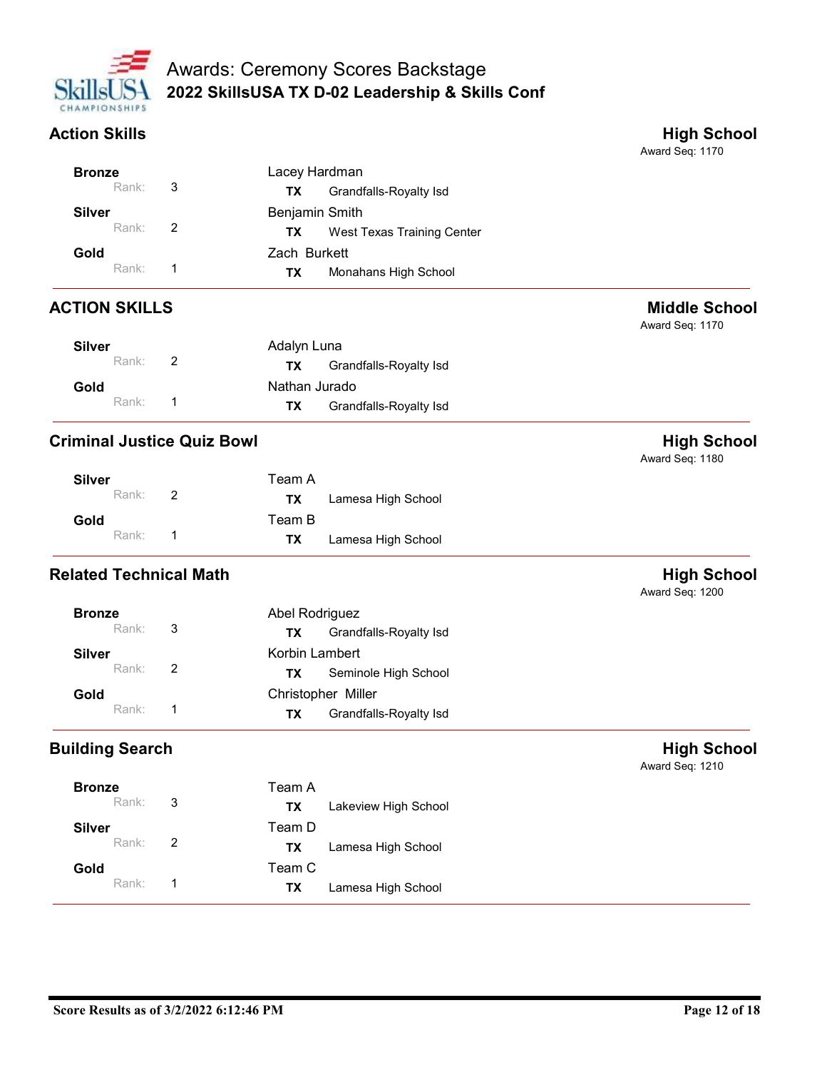# Awards: Ceremony Scores Backstage

## 2022 SkillsUSA TX D-02 Leadership & Skills Conf

### Action Skills

**High School**
Award Seq: 1170

| Award | Rank | Name | State | School |
|---|---|---|---|---|
| **Bronze** | 3 | Lacey Hardman | **TX** | Grandfalls-Royalty Isd |
| **Silver** | 2 | Benjamin Smith | **TX** | West Texas Training Center |
| **Gold** | 1 | Zach Burkett | **TX** | Monahans High School |

### ACTION SKILLS

**Middle School**
Award Seq: 1170

| Award | Rank | Name | State | School |
|---|---|---|---|---|
| **Silver** | 2 | Adalyn Luna | **TX** | Grandfalls-Royalty Isd |
| **Gold** | 1 | Nathan Jurado | **TX** | Grandfalls-Royalty Isd |

### Criminal Justice Quiz Bowl

**High School**
Award Seq: 1180

| Award | Rank | Name | State | School |
|---|---|---|---|---|
| **Silver** | 2 | Team A | **TX** | Lamesa High School |
| **Gold** | 1 | Team B | **TX** | Lamesa High School |

### Related Technical Math

**High School**
Award Seq: 1200

| Award | Rank | Name | State | School |
|---|---|---|---|---|
| **Bronze** | 3 | Abel Rodriguez | **TX** | Grandfalls-Royalty Isd |
| **Silver** | 2 | Korbin Lambert | **TX** | Seminole High School |
| **Gold** | 1 | Christopher Miller | **TX** | Grandfalls-Royalty Isd |

### Building Search

**High School**
Award Seq: 1210

| Award | Rank | Name | State | School |
|---|---|---|---|---|
| **Bronze** | 3 | Team A | **TX** | Lakeview High School |
| **Silver** | 2 | Team D | **TX** | Lamesa High School |
| **Gold** | 1 | Team C | **TX** | Lamesa High School |

**Score Results as of 3/2/2022 6:12:46 PM**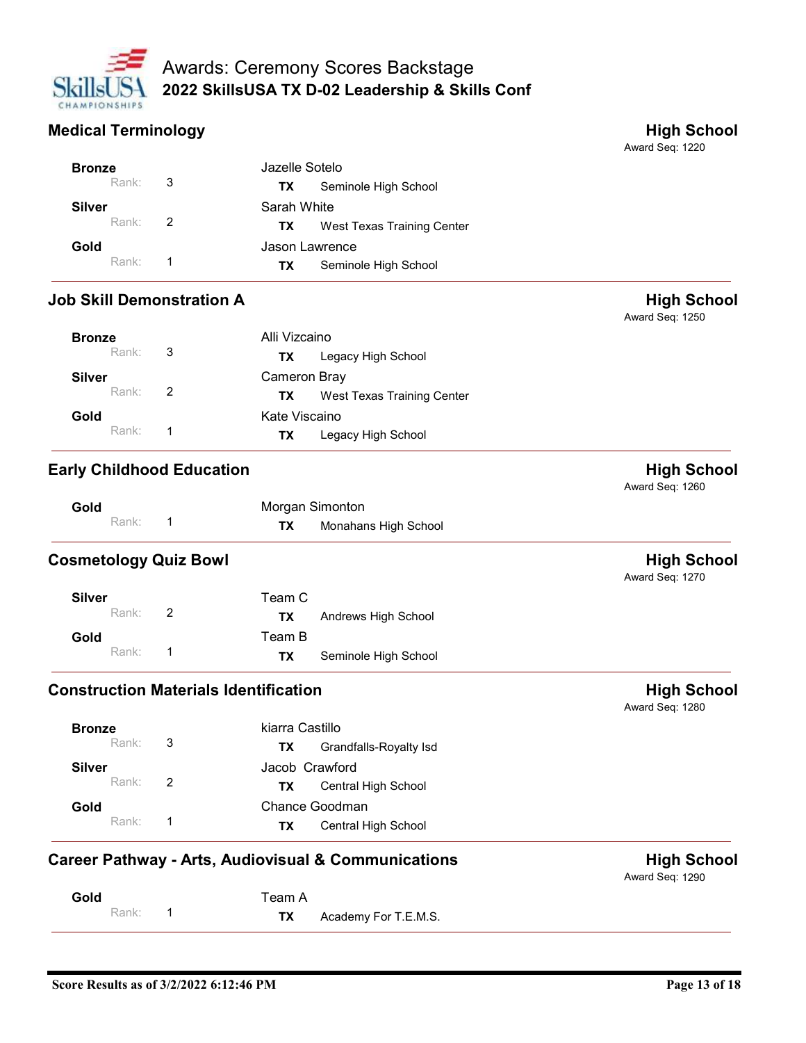## Medical Terminology

**High School**
Award Seq: 1220

| Award | Rank | Name | State | School |
| --- | --- | --- | --- | --- |
| **Bronze** | 3 | Jazelle Sotelo | TX | Seminole High School |
| **Silver** | 2 | Sarah White | TX | West Texas Training Center |
| **Gold** | 1 | Jason Lawrence | TX | Seminole High School |

## Job Skill Demonstration A

**High School**
Award Seq: 1250

| Award | Rank | Name | State | School |
| --- | --- | --- | --- | --- |
| **Bronze** | 3 | Alli Vizcaino | TX | Legacy High School |
| **Silver** | 2 | Cameron Bray | TX | West Texas Training Center |
| **Gold** | 1 | Kate Viscaino | TX | Legacy High School |

## Early Childhood Education

**High School**
Award Seq: 1260

| Award | Rank | Name | State | School |
| --- | --- | --- | --- | --- |
| **Gold** | 1 | Morgan Simonton | TX | Monahans High School |

## Cosmetology Quiz Bowl

**High School**
Award Seq: 1270

| Award | Rank | Name | State | School |
| --- | --- | --- | --- | --- |
| **Silver** | 2 | Team C | TX | Andrews High School |
| **Gold** | 1 | Team B | TX | Seminole High School |

## Construction Materials Identification

**High School**
Award Seq: 1280

| Award | Rank | Name | State | School |
| --- | --- | --- | --- | --- |
| **Bronze** | 3 | kiarra Castillo | TX | Grandfalls-Royalty Isd |
| **Silver** | 2 | Jacob Crawford | TX | Central High School |
| **Gold** | 1 | Chance Goodman | TX | Central High School |

## Career Pathway - Arts, Audiovisual & Communications

**High School**
Award Seq: 1290

| Award | Rank | Name | State | School |
| --- | --- | --- | --- | --- |
| **Gold** | 1 | Team A | TX | Academy For T.E.M.S. |

**Score Results as of 3/2/2022 6:12:46 PM**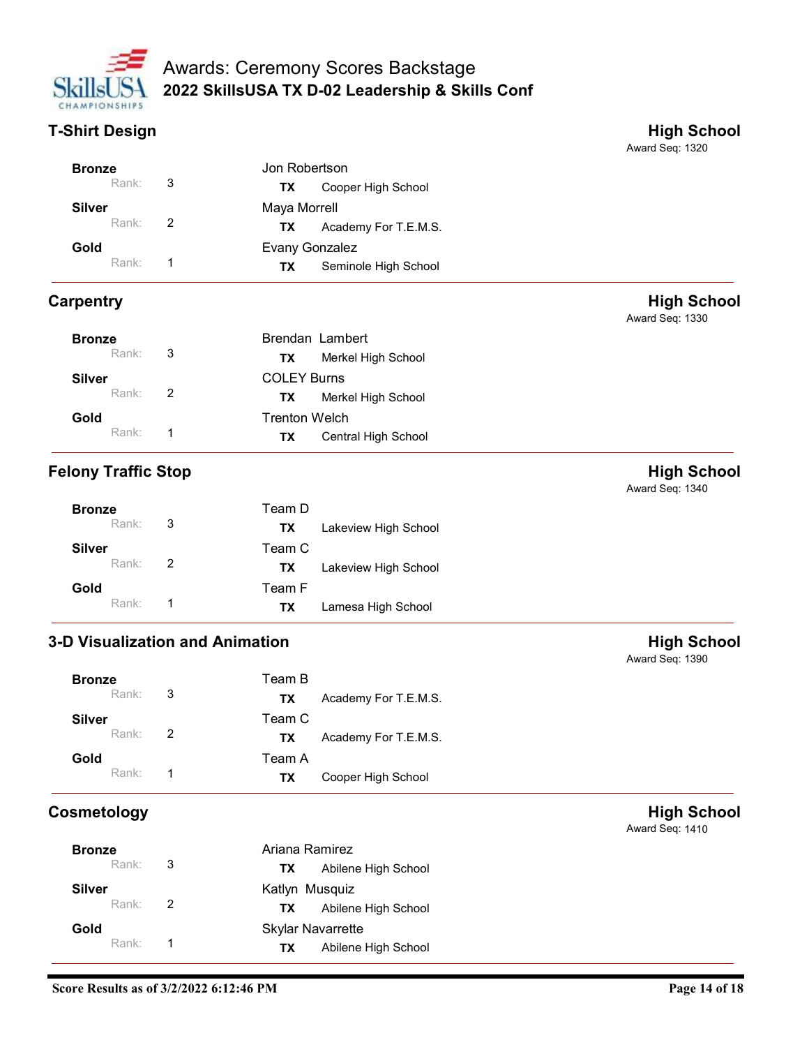# Awards: Ceremony Scores Backstage

## 2022 SkillsUSA TX D-02 Leadership & Skills Conf

### T-Shirt Design — High School

Award Seq: 1320

| Award | Rank | Name | State | School |
|---|---|---|---|---|
| Bronze | 3 | Jon Robertson | TX | Cooper High School |
| Silver | 2 | Maya Morrell | TX | Academy For T.E.M.S. |
| Gold | 1 | Evany Gonzalez | TX | Seminole High School |

### Carpentry — High School

Award Seq: 1330

| Award | Rank | Name | State | School |
|---|---|---|---|---|
| Bronze | 3 | Brendan Lambert | TX | Merkel High School |
| Silver | 2 | COLEY Burns | TX | Merkel High School |
| Gold | 1 | Trenton Welch | TX | Central High School |

### Felony Traffic Stop — High School

Award Seq: 1340

| Award | Rank | Name | State | School |
|---|---|---|---|---|
| Bronze | 3 | Team D | TX | Lakeview High School |
| Silver | 2 | Team C | TX | Lakeview High School |
| Gold | 1 | Team F | TX | Lamesa High School |

### 3-D Visualization and Animation — High School

Award Seq: 1390

| Award | Rank | Name | State | School |
|---|---|---|---|---|
| Bronze | 3 | Team B | TX | Academy For T.E.M.S. |
| Silver | 2 | Team C | TX | Academy For T.E.M.S. |
| Gold | 1 | Team A | TX | Cooper High School |

### Cosmetology — High School

Award Seq: 1410

| Award | Rank | Name | State | School |
|---|---|---|---|---|
| Bronze | 3 | Ariana Ramirez | TX | Abilene High School |
| Silver | 2 | Katlyn Musquiz | TX | Abilene High School |
| Gold | 1 | Skylar Navarrette | TX | Abilene High School |

Score Results as of 3/2/2022 6:12:46 PM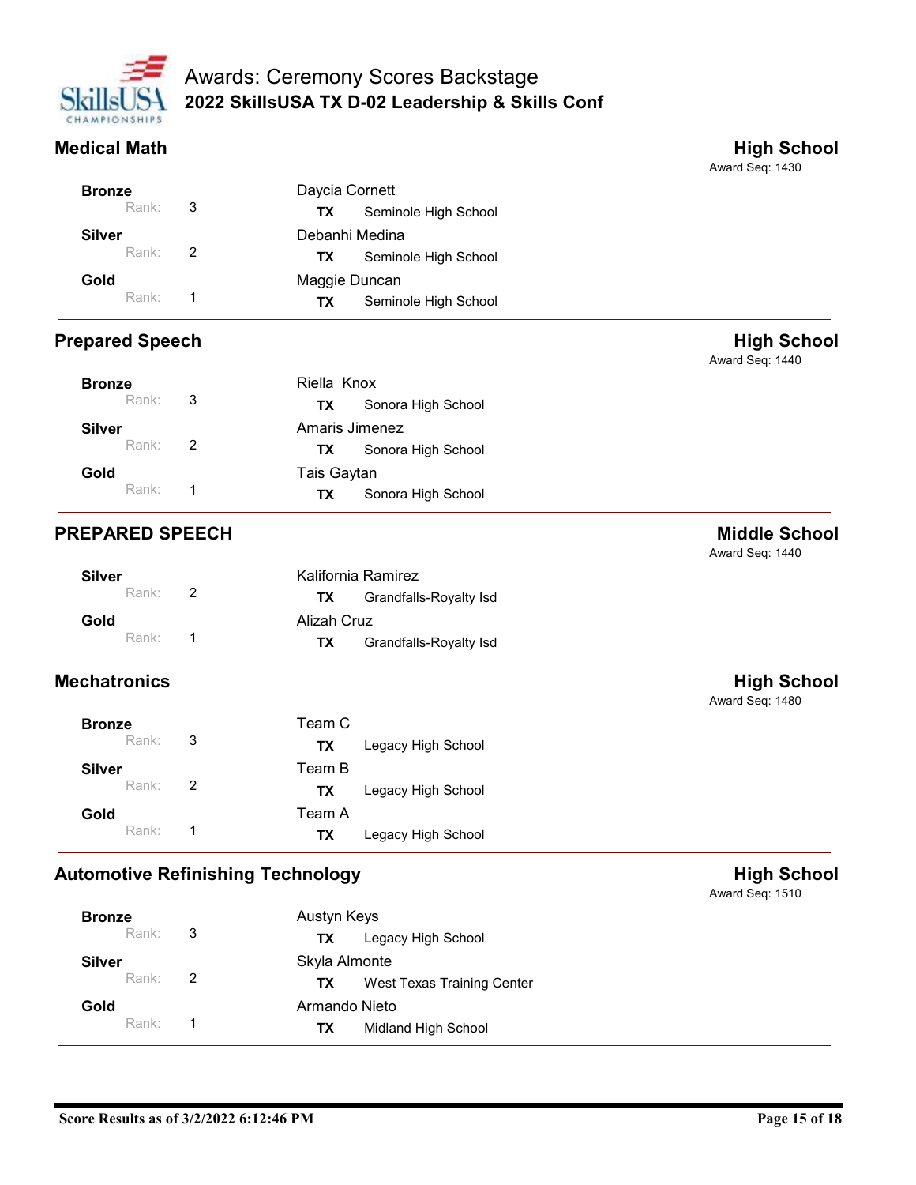# Awards: Ceremony Scores Backstage

## 2022 SkillsUSA TX D-02 Leadership & Skills Conf

### Medical Math — High School

Award Seq: 1430

| Award | Rank | Name | State | School |
|---|---|---|---|---|
| Bronze | 3 | Daycia Cornett | TX | Seminole High School |
| Silver | 2 | Debanhi Medina | TX | Seminole High School |
| Gold | 1 | Maggie Duncan | TX | Seminole High School |

### Prepared Speech — High School

Award Seq: 1440

| Award | Rank | Name | State | School |
|---|---|---|---|---|
| Bronze | 3 | Riella Knox | TX | Sonora High School |
| Silver | 2 | Amaris Jimenez | TX | Sonora High School |
| Gold | 1 | Tais Gaytan | TX | Sonora High School |

### PREPARED SPEECH — Middle School

Award Seq: 1440

| Award | Rank | Name | State | School |
|---|---|---|---|---|
| Silver | 2 | Kalifornia Ramirez | TX | Grandfalls-Royalty Isd |
| Gold | 1 | Alizah Cruz | TX | Grandfalls-Royalty Isd |

### Mechatronics — High School

Award Seq: 1480

| Award | Rank | Name | State | School |
|---|---|---|---|---|
| Bronze | 3 | Team C | TX | Legacy High School |
| Silver | 2 | Team B | TX | Legacy High School |
| Gold | 1 | Team A | TX | Legacy High School |

### Automotive Refinishing Technology — High School

Award Seq: 1510

| Award | Rank | Name | State | School |
|---|---|---|---|---|
| Bronze | 3 | Austyn Keys | TX | Legacy High School |
| Silver | 2 | Skyla Almonte | TX | West Texas Training Center |
| Gold | 1 | Armando Nieto | TX | Midland High School |

Score Results as of 3/2/2022 6:12:46 PM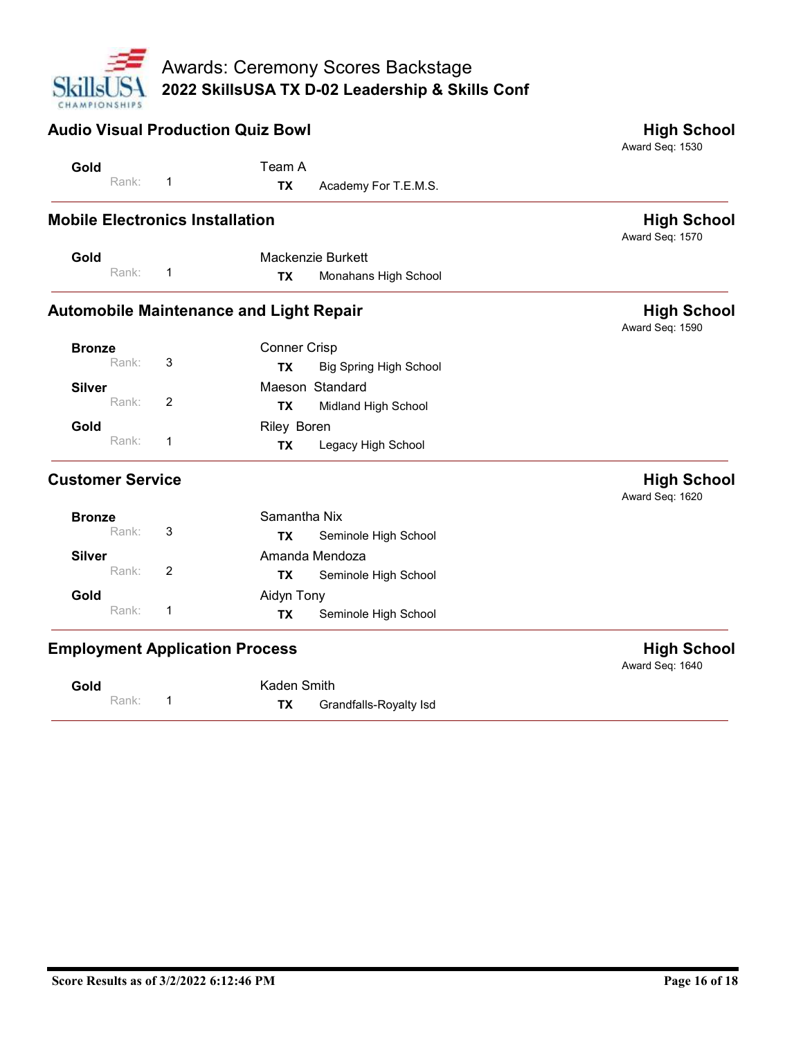# Awards: Ceremony Scores Backstage

## 2022 SkillsUSA TX D-02 Leadership & Skills Conf

### Audio Visual Production Quiz Bowl — High School

Award Seq: 1530

| Award | Rank | Name | State | School |
|---|---|---|---|---|
| Gold | 1 | Team A | TX | Academy For T.E.M.S. |

### Mobile Electronics Installation — High School

Award Seq: 1570

| Award | Rank | Name | State | School |
|---|---|---|---|---|
| Gold | 1 | Mackenzie Burkett | TX | Monahans High School |

### Automobile Maintenance and Light Repair — High School

Award Seq: 1590

| Award | Rank | Name | State | School |
|---|---|---|---|---|
| Bronze | 3 | Conner Crisp | TX | Big Spring High School |
| Silver | 2 | Maeson Standard | TX | Midland High School |
| Gold | 1 | Riley Boren | TX | Legacy High School |

### Customer Service — High School

Award Seq: 1620

| Award | Rank | Name | State | School |
|---|---|---|---|---|
| Bronze | 3 | Samantha Nix | TX | Seminole High School |
| Silver | 2 | Amanda Mendoza | TX | Seminole High School |
| Gold | 1 | Aidyn Tony | TX | Seminole High School |

### Employment Application Process — High School

Award Seq: 1640

| Award | Rank | Name | State | School |
|---|---|---|---|---|
| Gold | 1 | Kaden Smith | TX | Grandfalls-Royalty Isd |

Score Results as of 3/2/2022 6:12:46 PM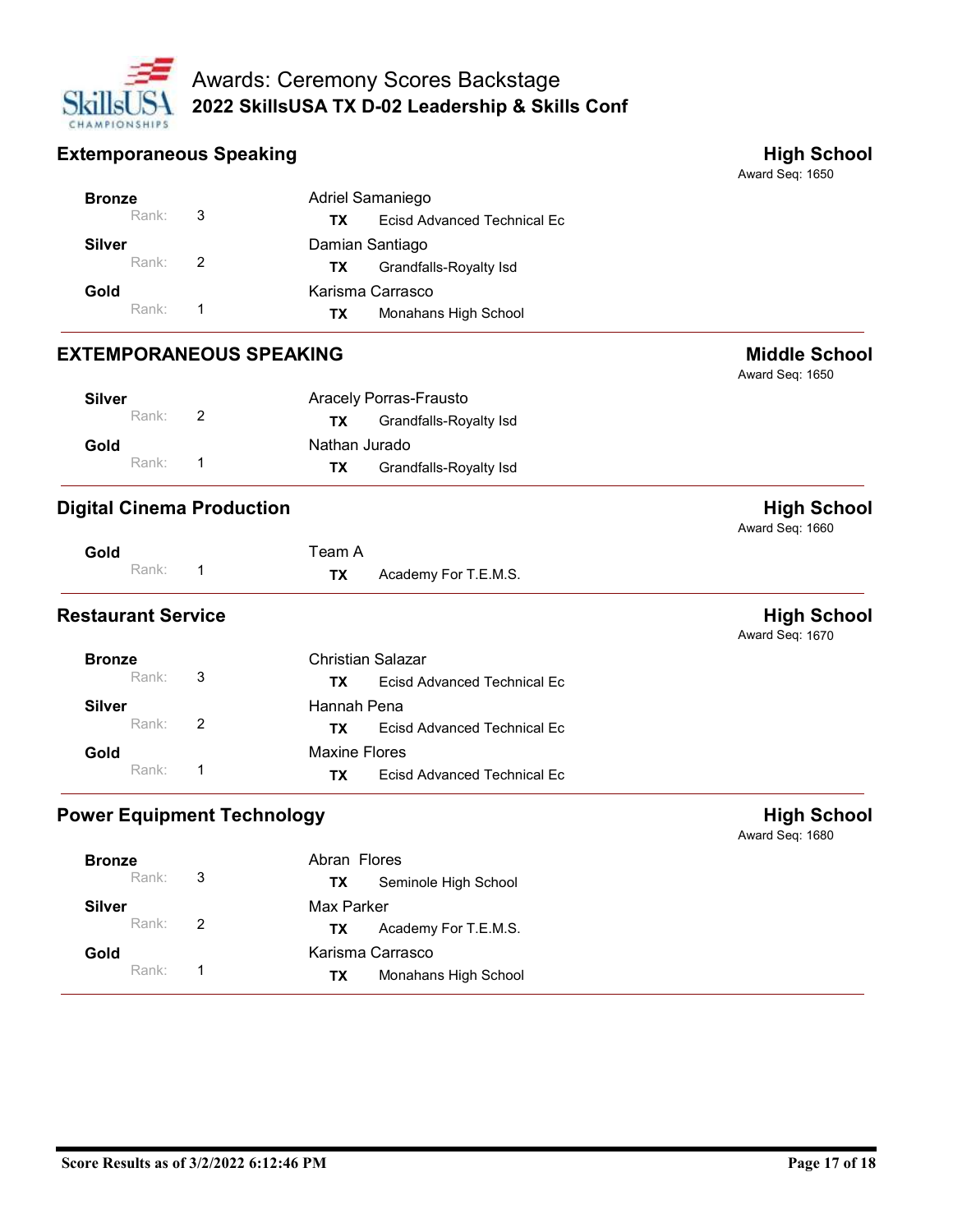# Awards: Ceremony Scores Backstage

## 2022 SkillsUSA TX D-02 Leadership & Skills Conf

### Extemporaneous Speaking — High School

Award Seq: 1650

| Medal | Rank | Name | State | School |
|---|---|---|---|---|
| Bronze | 3 | Adriel Samaniego | TX | Ecisd Advanced Technical Ec |
| Silver | 2 | Damian Santiago | TX | Grandfalls-Royalty Isd |
| Gold | 1 | Karisma Carrasco | TX | Monahans High School |

### EXTEMPORANEOUS SPEAKING — Middle School

Award Seq: 1650

| Medal | Rank | Name | State | School |
|---|---|---|---|---|
| Silver | 2 | Aracely Porras-Frausto | TX | Grandfalls-Royalty Isd |
| Gold | 1 | Nathan Jurado | TX | Grandfalls-Royalty Isd |

### Digital Cinema Production — High School

Award Seq: 1660

| Medal | Rank | Name | State | School |
|---|---|---|---|---|
| Gold | 1 | Team A | TX | Academy For T.E.M.S. |

### Restaurant Service — High School

Award Seq: 1670

| Medal | Rank | Name | State | School |
|---|---|---|---|---|
| Bronze | 3 | Christian Salazar | TX | Ecisd Advanced Technical Ec |
| Silver | 2 | Hannah Pena | TX | Ecisd Advanced Technical Ec |
| Gold | 1 | Maxine Flores | TX | Ecisd Advanced Technical Ec |

### Power Equipment Technology — High School

Award Seq: 1680

| Medal | Rank | Name | State | School |
|---|---|---|---|---|
| Bronze | 3 | Abran Flores | TX | Seminole High School |
| Silver | 2 | Max Parker | TX | Academy For T.E.M.S. |
| Gold | 1 | Karisma Carrasco | TX | Monahans High School |

Score Results as of 3/2/2022 6:12:46 PM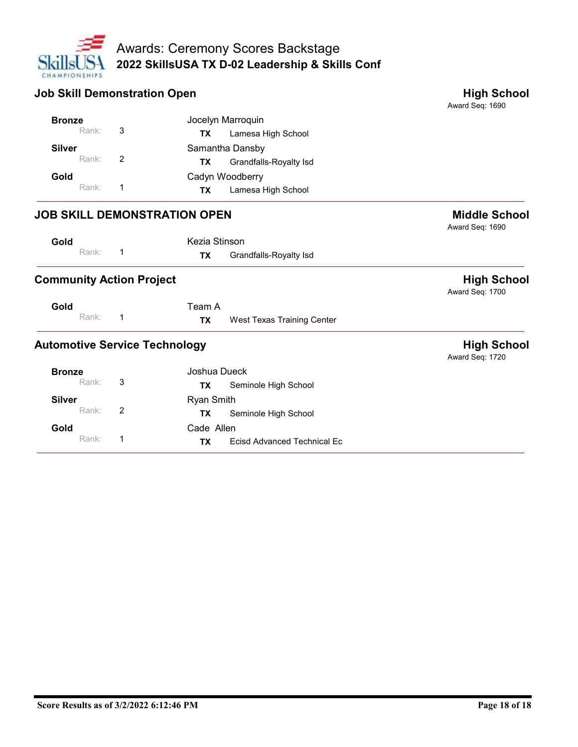# Awards: Ceremony Scores Backstage

## 2022 SkillsUSA TX D-02 Leadership & Skills Conf

### Job Skill Demonstration Open — High School

Award Seq: 1690

| | | | |
|---|---|---|---|
| **Bronze** | Rank: 3 | Jocelyn Marroquin | TX Lamesa High School |
| **Silver** | Rank: 2 | Samantha Dansby | TX Grandfalls-Royalty Isd |
| **Gold** | Rank: 1 | Cadyn Woodberry | TX Lamesa High School |

### JOB SKILL DEMONSTRATION OPEN — Middle School

Award Seq: 1690

| | | | |
|---|---|---|---|
| **Gold** | Rank: 1 | Kezia Stinson | TX Grandfalls-Royalty Isd |

### Community Action Project — High School

Award Seq: 1700

| | | | |
|---|---|---|---|
| **Gold** | Rank: 1 | Team A | TX West Texas Training Center |

### Automotive Service Technology — High School

Award Seq: 1720

| | | | |
|---|---|---|---|
| **Bronze** | Rank: 3 | Joshua Dueck | TX Seminole High School |
| **Silver** | Rank: 2 | Ryan Smith | TX Seminole High School |
| **Gold** | Rank: 1 | Cade Allen | TX Ecisd Advanced Technical Ec |

Score Results as of 3/2/2022 6:12:46 PM